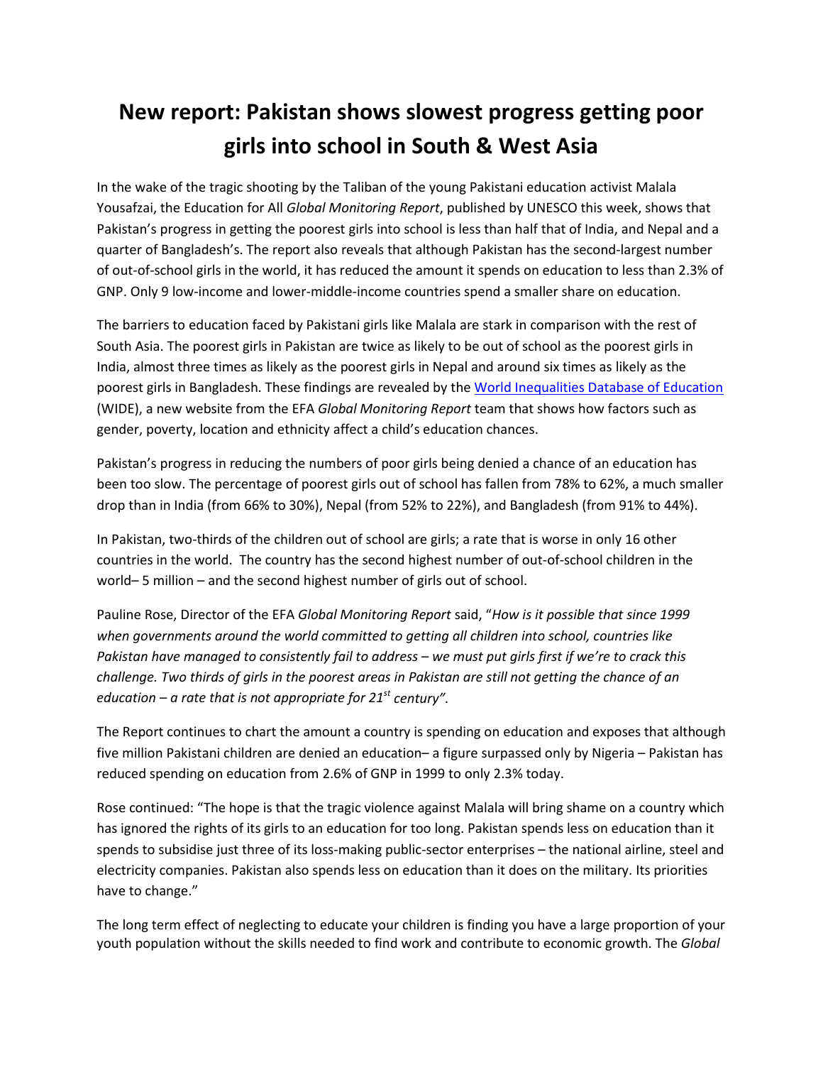# New report: Pakistan shows slowest progress getting poor girls into school in South & West Asia

In the wake of the tragic shooting by the Taliban of the young Pakistani education activist Malala Yousafzai, the Education for All *Global Monitoring Report*, published by UNESCO this week, shows that Pakistan's progress in getting the poorest girls into school is less than half that of India, and Nepal and a quarter of Bangladesh's. The report also reveals that although Pakistan has the second-largest number of out-of-school girls in the world, it has reduced the amount it spends on education to less than 2.3% of GNP. Only 9 low-income and lower-middle-income countries spend a smaller share on education.

The barriers to education faced by Pakistani girls like Malala are stark in comparison with the rest of South Asia. The poorest girls in Pakistan are twice as likely to be out of school as the poorest girls in India, almost three times as likely as the poorest girls in Nepal and around six times as likely as the poorest girls in Bangladesh. These findings are revealed by the World Inequalities Database of Education (WIDE), a new website from the EFA *Global Monitoring Report* team that shows how factors such as gender, poverty, location and ethnicity affect a child's education chances.

Pakistan's progress in reducing the numbers of poor girls being denied a chance of an education has been too slow. The percentage of poorest girls out of school has fallen from 78% to 62%, a much smaller drop than in India (from 66% to 30%), Nepal (from 52% to 22%), and Bangladesh (from 91% to 44%).

In Pakistan, two-thirds of the children out of school are girls; a rate that is worse in only 16 other countries in the world. The country has the second highest number of out-of-school children in the world– 5 million – and the second highest number of girls out of school.

Pauline Rose, Director of the EFA *Global Monitoring Report* said, "*How is it possible that since 1999 when governments around the world committed to getting all children into school, countries like Pakistan have managed to consistently fail to address – we must put girls first if we're to crack this challenge. Two thirds of girls in the poorest areas in Pakistan are still not getting the chance of an education – a rate that is not appropriate for 21st century".*

The Report continues to chart the amount a country is spending on education and exposes that although five million Pakistani children are denied an education– a figure surpassed only by Nigeria – Pakistan has reduced spending on education from 2.6% of GNP in 1999 to only 2.3% today.

Rose continued: "The hope is that the tragic violence against Malala will bring shame on a country which has ignored the rights of its girls to an education for too long. Pakistan spends less on education than it spends to subsidise just three of its loss-making public-sector enterprises – the national airline, steel and electricity companies. Pakistan also spends less on education than it does on the military. Its priorities have to change."

The long term effect of neglecting to educate your children is finding you have a large proportion of your youth population without the skills needed to find work and contribute to economic growth. The *Global*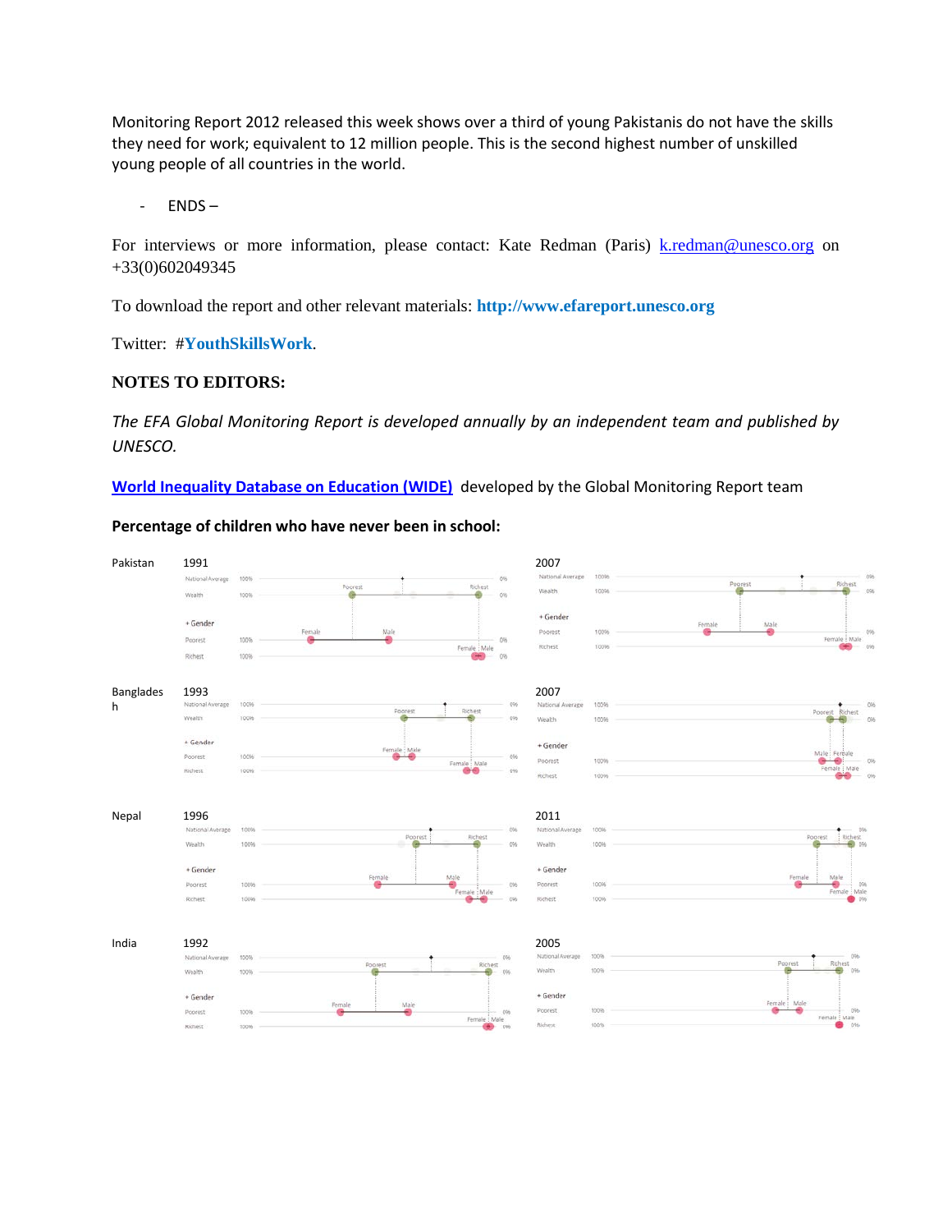Monitoring Report 2012 released this week shows over a third of young Pakistanis do not have the skills they need for work; equivalent to 12 million people. This is the second highest number of unskilled young people of all countries in the world.

- ENDS –

For interviews or more information, please contact: Kate Redman (Paris) k.redman@unesco.org on +33(0)602049345

To download the report and other relevant materials: **http://www.efareport.unesco.org**

Twitter: #**YouthSkillsWork**.

**NOTES TO EDITORS:**

*The EFA Global Monitoring Report is developed annually by an independent team and published by UNESCO.*

**World Inequality Database on Education (WIDE)** developed by the Global Monitoring Report team

**Percentage of children who have never been in school:**

Pakistan

1991

National Average 100% 0%
Wealth 100% Poorest Richest 0%
+ Gender
Poorest 100% Female Male 0%
Richest 100% Female Male 0%

2007

National Average 100% 0%
Wealth 100% Poorest Richest 0%
+ Gender
Poorest 100% Female Male 0%
Richest 100% Female Male 0%

Bangladesh

1993

National Average 100% 0%
Wealth 100% Poorest Richest 0%
+ Gender
Poorest 100% Female Male 0%
Richest 100% Female Male 0%

2007

National Average 100% 0%
Wealth 100% Poorest Richest 0%
+ Gender
Poorest 100% Male Female 0%
Richest 100% Female Male 0%

Nepal

1996

National Average 100% 0%
Wealth 100% Poorest Richest 0%
+ Gender
Poorest 100% Female Male 0%
Richest 100% Female Male 0%

2011

National Average 100% 0%
Wealth 100% Poorest Richest 0%
+ Gender
Poorest 100% Female Male 0%
Richest 100% Female Male 0%

India

1992

National Average 100% 0%
Wealth 100% Poorest Richest 0%
+ Gender
Poorest 100% Female Male 0%
Richest 100% Female Male 0%

2005

National Average 100% 0%
Wealth 100% Poorest Richest 0%
+ Gender
Poorest 100% Female Male 0%
Richest 100% Female Male 0%